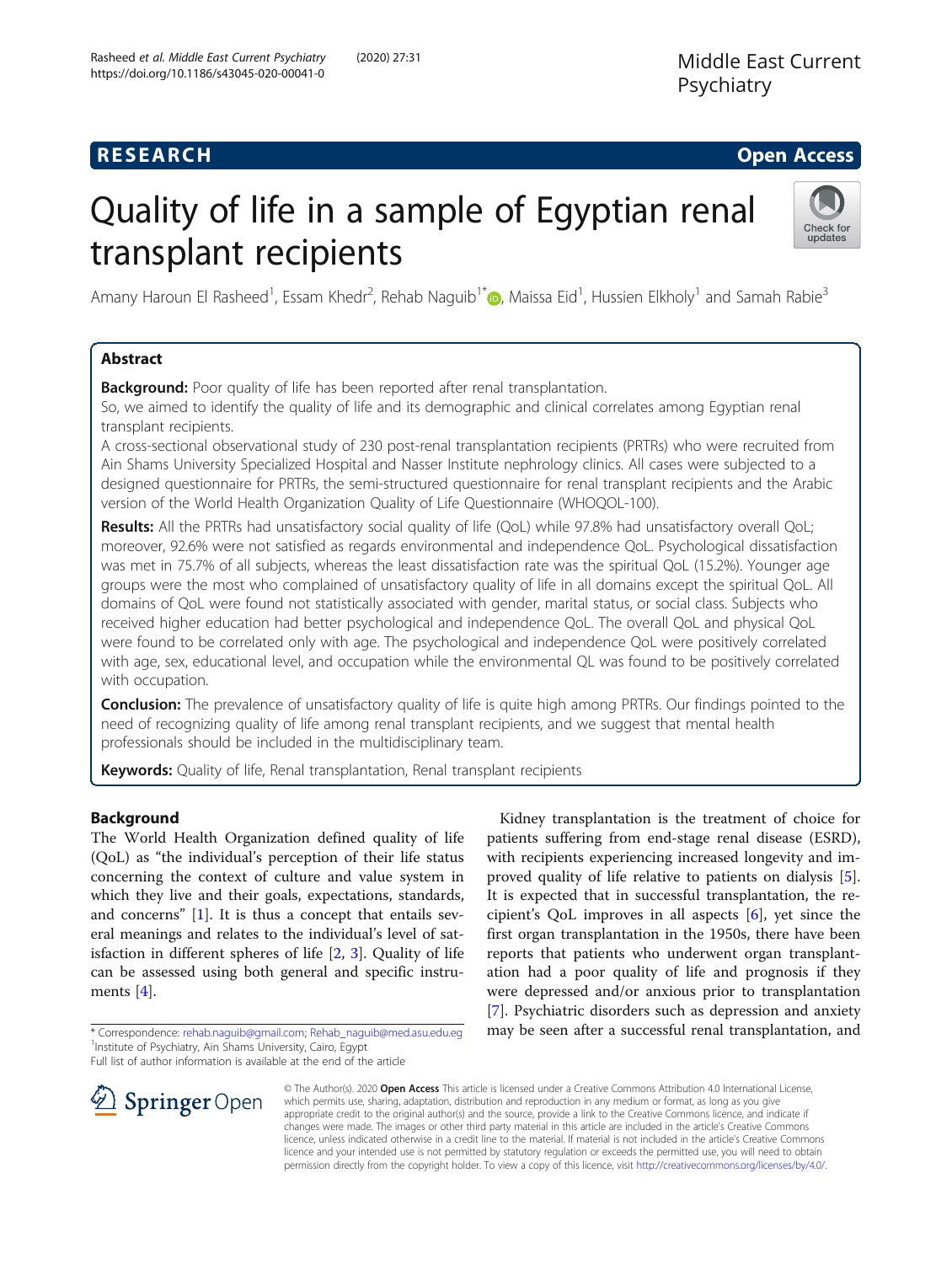RESEARCH

Open Access

# Quality of life in a sample of Egyptian renal transplant recipients

Amany Haroun El Rasheed[1], Essam Khedr[2], Rehab Naguib[1*], Maissa Eid[1], Hussien Elkholy[1] and Samah Rabie[3]

## Abstract

**Background:** Poor quality of life has been reported after renal transplantation.

So, we aimed to identify the quality of life and its demographic and clinical correlates among Egyptian renal transplant recipients.

A cross-sectional observational study of 230 post-renal transplantation recipients (PRTRs) who were recruited from Ain Shams University Specialized Hospital and Nasser Institute nephrology clinics. All cases were subjected to a designed questionnaire for PRTRs, the semi-structured questionnaire for renal transplant recipients and the Arabic version of the World Health Organization Quality of Life Questionnaire (WHOQOL-100).

**Results:** All the PRTRs had unsatisfactory social quality of life (QoL) while 97.8% had unsatisfactory overall QoL; moreover, 92.6% were not satisfied as regards environmental and independence QoL. Psychological dissatisfaction was met in 75.7% of all subjects, whereas the least dissatisfaction rate was the spiritual QoL (15.2%). Younger age groups were the most who complained of unsatisfactory quality of life in all domains except the spiritual QoL. All domains of QoL were found not statistically associated with gender, marital status, or social class. Subjects who received higher education had better psychological and independence QoL. The overall QoL and physical QoL were found to be correlated only with age. The psychological and independence QoL were positively correlated with age, sex, educational level, and occupation while the environmental QL was found to be positively correlated with occupation.

**Conclusion:** The prevalence of unsatisfactory quality of life is quite high among PRTRs. Our findings pointed to the need of recognizing quality of life among renal transplant recipients, and we suggest that mental health professionals should be included in the multidisciplinary team.

**Keywords:** Quality of life, Renal transplantation, Renal transplant recipients

## Background

The World Health Organization defined quality of life (QoL) as "the individual's perception of their life status concerning the context of culture and value system in which they live and their goals, expectations, standards, and concerns" [1]. It is thus a concept that entails several meanings and relates to the individual's level of satisfaction in different spheres of life [2, 3]. Quality of life can be assessed using both general and specific instruments [4].

Kidney transplantation is the treatment of choice for patients suffering from end-stage renal disease (ESRD), with recipients experiencing increased longevity and improved quality of life relative to patients on dialysis [5]. It is expected that in successful transplantation, the recipient's QoL improves in all aspects [6], yet since the first organ transplantation in the 1950s, there have been reports that patients who underwent organ transplantation had a poor quality of life and prognosis if they were depressed and/or anxious prior to transplantation [7]. Psychiatric disorders such as depression and anxiety may be seen after a successful renal transplantation, and

* Correspondence: rehab.naguib@gmail.com; Rehab_naguib@med.asu.edu.eg
[1]Institute of Psychiatry, Ain Shams University, Cairo, Egypt
Full list of author information is available at the end of the article

© The Author(s). 2020 **Open Access** This article is licensed under a Creative Commons Attribution 4.0 International License, which permits use, sharing, adaptation, distribution and reproduction in any medium or format, as long as you give appropriate credit to the original author(s) and the source, provide a link to the Creative Commons licence, and indicate if changes were made. The images or other third party material in this article are included in the article's Creative Commons licence, unless indicated otherwise in a credit line to the material. If material is not included in the article's Creative Commons licence and your intended use is not permitted by statutory regulation or exceeds the permitted use, you will need to obtain permission directly from the copyright holder. To view a copy of this licence, visit http://creativecommons.org/licenses/by/4.0/.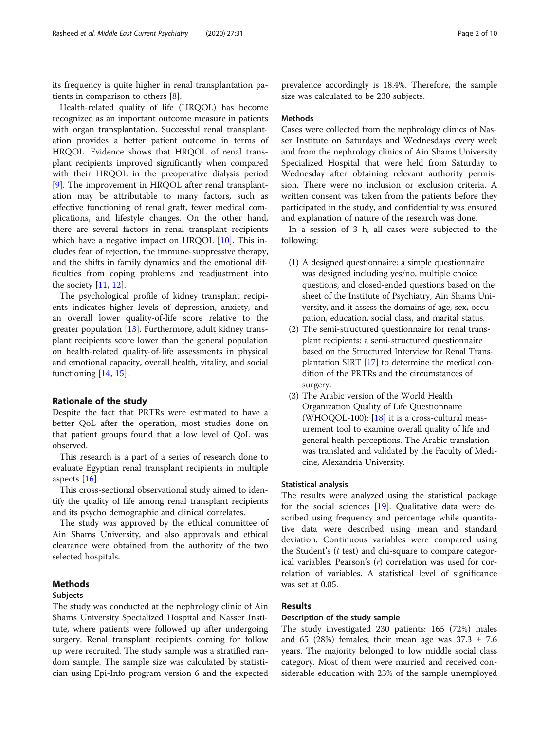its frequency is quite higher in renal transplantation patients in comparison to others [8].

Health-related quality of life (HRQOL) has become recognized as an important outcome measure in patients with organ transplantation. Successful renal transplantation provides a better patient outcome in terms of HRQOL. Evidence shows that HRQOL of renal transplant recipients improved significantly when compared with their HRQOL in the preoperative dialysis period [9]. The improvement in HRQOL after renal transplantation may be attributable to many factors, such as effective functioning of renal graft, fewer medical complications, and lifestyle changes. On the other hand, there are several factors in renal transplant recipients which have a negative impact on HRQOL [10]. This includes fear of rejection, the immune-suppressive therapy, and the shifts in family dynamics and the emotional difficulties from coping problems and readjustment into the society [11, 12].

The psychological profile of kidney transplant recipients indicates higher levels of depression, anxiety, and an overall lower quality-of-life score relative to the greater population [13]. Furthermore, adult kidney transplant recipients score lower than the general population on health-related quality-of-life assessments in physical and emotional capacity, overall health, vitality, and social functioning [14, 15].

### Rationale of the study

Despite the fact that PRTRs were estimated to have a better QoL after the operation, most studies done on that patient groups found that a low level of QoL was observed.

This research is a part of a series of research done to evaluate Egyptian renal transplant recipients in multiple aspects [16].

This cross-sectional observational study aimed to identify the quality of life among renal transplant recipients and its psycho demographic and clinical correlates.

The study was approved by the ethical committee of Ain Shams University, and also approvals and ethical clearance were obtained from the authority of the two selected hospitals.

## Methods

### Subjects

The study was conducted at the nephrology clinic of Ain Shams University Specialized Hospital and Nasser Institute, where patients were followed up after undergoing surgery. Renal transplant recipients coming for follow up were recruited. The study sample was a stratified random sample. The sample size was calculated by statistician using Epi-Info program version 6 and the expected prevalence accordingly is 18.4%. Therefore, the sample size was calculated to be 230 subjects.

### Methods

Cases were collected from the nephrology clinics of Nasser Institute on Saturdays and Wednesdays every week and from the nephrology clinics of Ain Shams University Specialized Hospital that were held from Saturday to Wednesday after obtaining relevant authority permission. There were no inclusion or exclusion criteria. A written consent was taken from the patients before they participated in the study, and confidentiality was ensured and explanation of nature of the research was done.

In a session of 3 h, all cases were subjected to the following:

(1) A designed questionnaire: a simple questionnaire was designed including yes/no, multiple choice questions, and closed-ended questions based on the sheet of the Institute of Psychiatry, Ain Shams University, and it assess the domains of age, sex, occupation, education, social class, and marital status.
(2) The semi-structured questionnaire for renal transplant recipients: a semi-structured questionnaire based on the Structured Interview for Renal Transplantation SIRT [17] to determine the medical condition of the PRTRs and the circumstances of surgery.
(3) The Arabic version of the World Health Organization Quality of Life Questionnaire (WHOQOL-100): [18] it is a cross-cultural measurement tool to examine overall quality of life and general health perceptions. The Arabic translation was translated and validated by the Faculty of Medicine, Alexandria University.

### Statistical analysis

The results were analyzed using the statistical package for the social sciences [19]. Qualitative data were described using frequency and percentage while quantitative data were described using mean and standard deviation. Continuous variables were compared using the Student's ($t$ test) and chi-square to compare categorical variables. Pearson's ($r$) correlation was used for correlation of variables. A statistical level of significance was set at 0.05.

## Results

### Description of the study sample

The study investigated 230 patients: 165 (72%) males and 65 (28%) females; their mean age was 37.3 ± 7.6 years. The majority belonged to low middle social class category. Most of them were married and received considerable education with 23% of the sample unemployed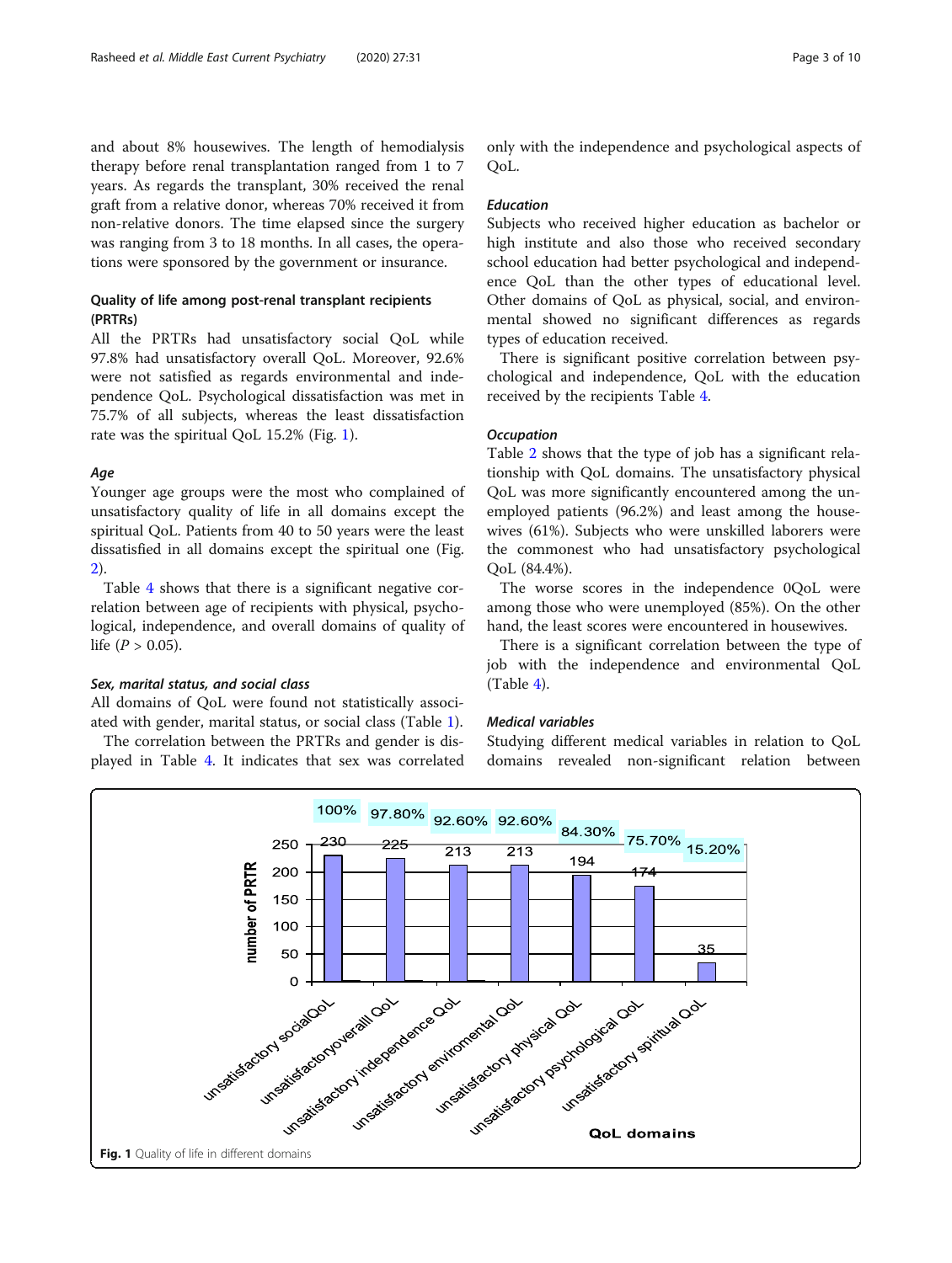and about 8% housewives. The length of hemodialysis therapy before renal transplantation ranged from 1 to 7 years. As regards the transplant, 30% received the renal graft from a relative donor, whereas 70% received it from non-relative donors. The time elapsed since the surgery was ranging from 3 to 18 months. In all cases, the operations were sponsored by the government or insurance.

## Quality of life among post-renal transplant recipients (PRTRs)

All the PRTRs had unsatisfactory social QoL while 97.8% had unsatisfactory overall QoL. Moreover, 92.6% were not satisfied as regards environmental and independence QoL. Psychological dissatisfaction was met in 75.7% of all subjects, whereas the least dissatisfaction rate was the spiritual QoL 15.2% (Fig. 1).

### *Age*

Younger age groups were the most who complained of unsatisfactory quality of life in all domains except the spiritual QoL. Patients from 40 to 50 years were the least dissatisfied in all domains except the spiritual one (Fig. 2).

Table 4 shows that there is a significant negative correlation between age of recipients with physical, psychological, independence, and overall domains of quality of life ($P > 0.05$).

### *Sex, marital status, and social class*

All domains of QoL were found not statistically associated with gender, marital status, or social class (Table 1).

The correlation between the PRTRs and gender is displayed in Table 4. It indicates that sex was correlated only with the independence and psychological aspects of QoL.

### *Education*

Subjects who received higher education as bachelor or high institute and also those who received secondary school education had better psychological and independence QoL than the other types of educational level. Other domains of QoL as physical, social, and environmental showed no significant differences as regards types of education received.

There is significant positive correlation between psychological and independence, QoL with the education received by the recipients Table 4.

### *Occupation*

Table 2 shows that the type of job has a significant relationship with QoL domains. The unsatisfactory physical QoL was more significantly encountered among the unemployed patients (96.2%) and least among the housewives (61%). Subjects who were unskilled laborers were the commonest who had unsatisfactory psychological QoL (84.4%).

The worse scores in the independence 0QoL were among those who were unemployed (85%). On the other hand, the least scores were encountered in housewives.

There is a significant correlation between the type of job with the independence and environmental QoL (Table 4).

### *Medical variables*

Studying different medical variables in relation to QoL domains revealed non-significant relation between

**Fig. 1** Quality of life in different domains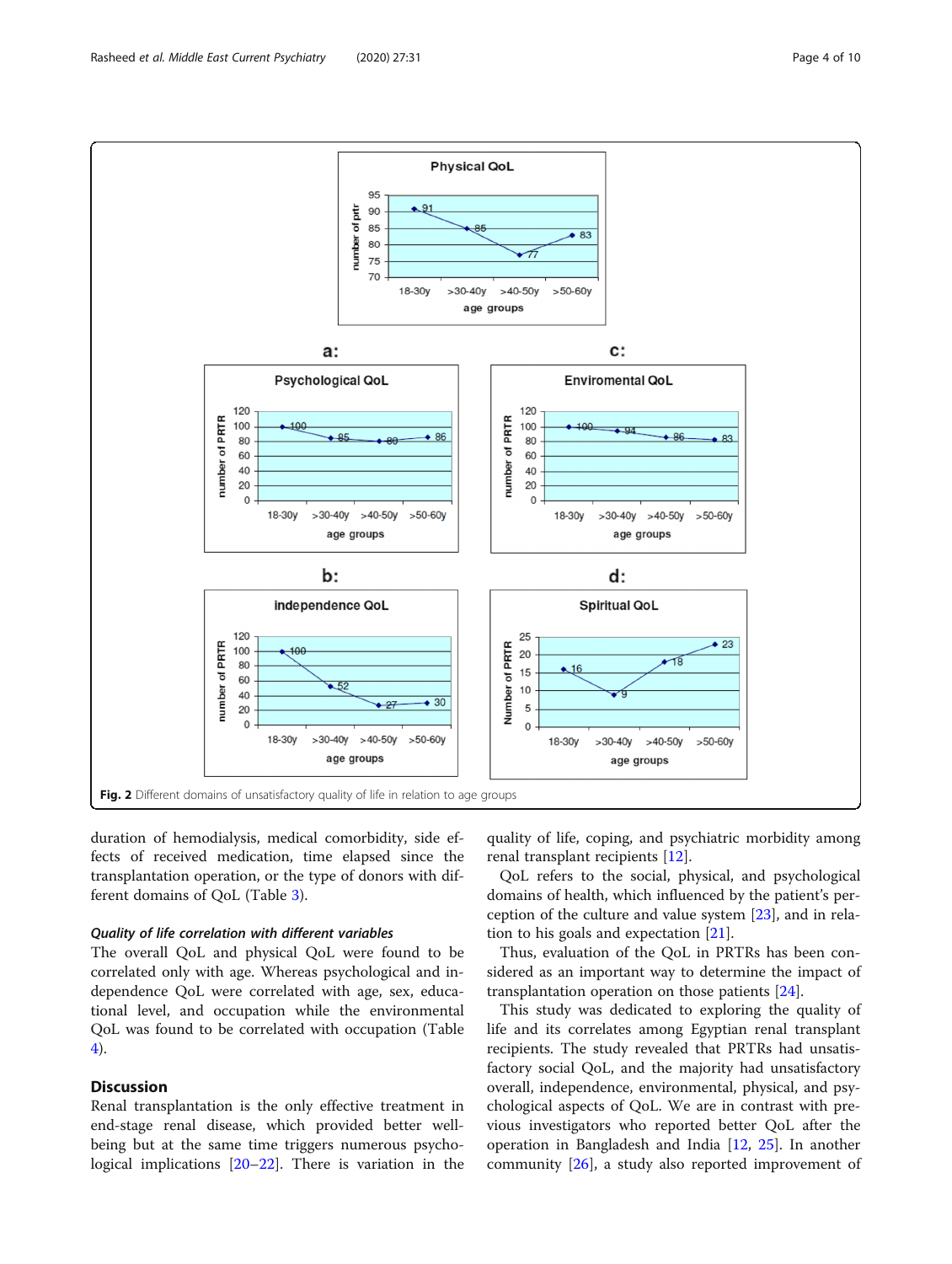Fig. 2 Different domains of unsatisfactory quality of life in relation to age groups

duration of hemodialysis, medical comorbidity, side effects of received medication, time elapsed since the transplantation operation, or the type of donors with different domains of QoL (Table 3).

### Quality of life correlation with different variables

The overall QoL and physical QoL were found to be correlated only with age. Whereas psychological and independence QoL were correlated with age, sex, educational level, and occupation while the environmental QoL was found to be correlated with occupation (Table 4).

## Discussion

Renal transplantation is the only effective treatment in end-stage renal disease, which provided better well-being but at the same time triggers numerous psychological implications [20–22]. There is variation in the quality of life, coping, and psychiatric morbidity among renal transplant recipients [12].

QoL refers to the social, physical, and psychological domains of health, which influenced by the patient's perception of the culture and value system [23], and in relation to his goals and expectation [21].

Thus, evaluation of the QoL in PRTRs has been considered as an important way to determine the impact of transplantation operation on those patients [24].

This study was dedicated to exploring the quality of life and its correlates among Egyptian renal transplant recipients. The study revealed that PRTRs had unsatisfactory social QoL, and the majority had unsatisfactory overall, independence, environmental, physical, and psychological aspects of QoL. We are in contrast with previous investigators who reported better QoL after the operation in Bangladesh and India [12, 25]. In another community [26], a study also reported improvement of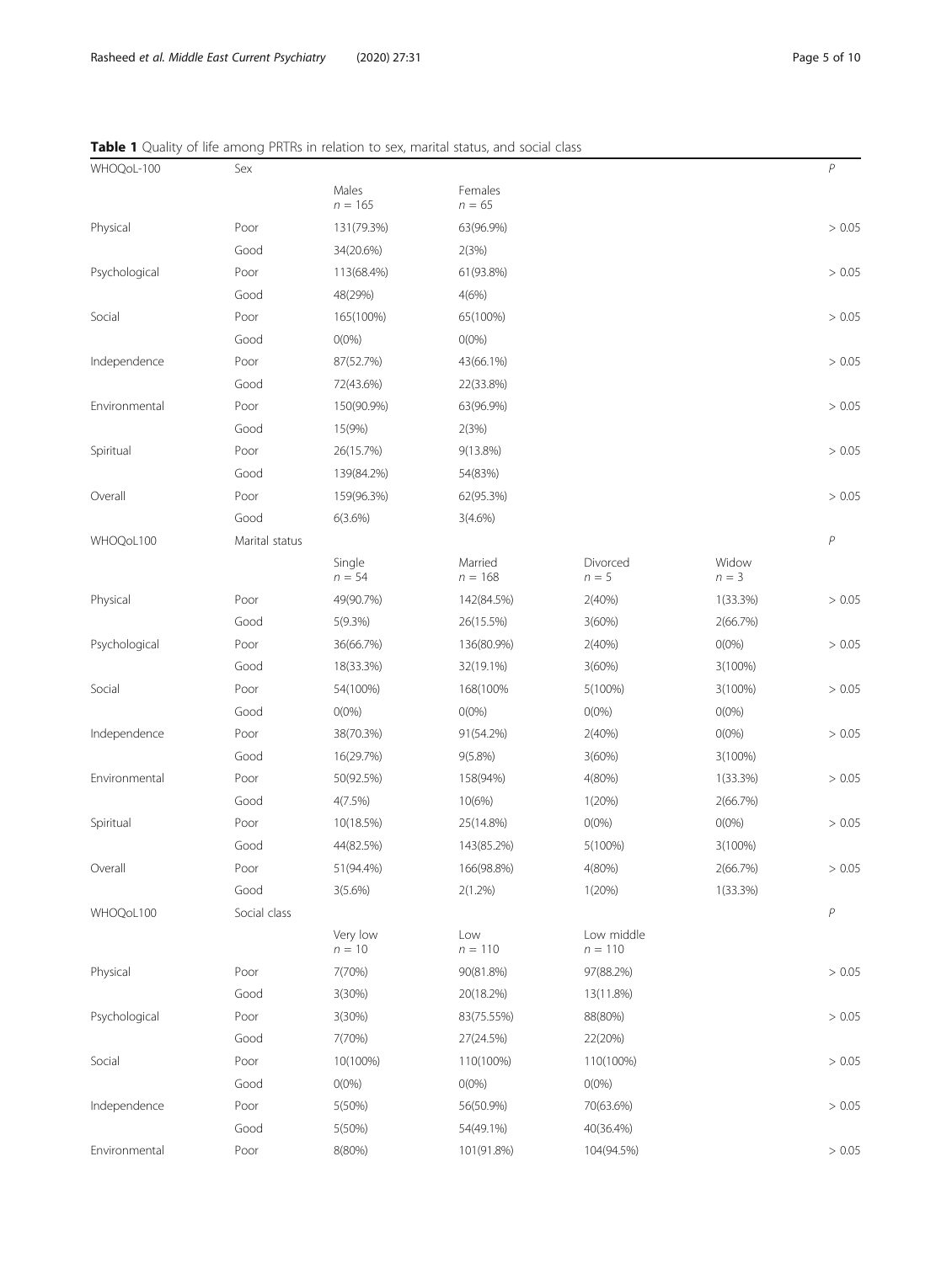**Table 1** Quality of life among PRTRs in relation to sex, marital status, and social class

| WHOQoL-100 | Sex | | | | | *P* |
|---|---|---|---|---|---|---|
| | | Males $n = 165$ | Females $n = 65$ | | | |
| Physical | Poor | 131(79.3%) | 63(96.9%) | | | > 0.05 |
| | Good | 34(20.6%) | 2(3%) | | | |
| Psychological | Poor | 113(68.4%) | 61(93.8%) | | | > 0.05 |
| | Good | 48(29%) | 4(6%) | | | |
| Social | Poor | 165(100%) | 65(100%) | | | > 0.05 |
| | Good | 0(0%) | 0(0%) | | | |
| Independence | Poor | 87(52.7%) | 43(66.1%) | | | > 0.05 |
| | Good | 72(43.6%) | 22(33.8%) | | | |
| Environmental | Poor | 150(90.9%) | 63(96.9%) | | | > 0.05 |
| | Good | 15(9%) | 2(3%) | | | |
| Spiritual | Poor | 26(15.7%) | 9(13.8%) | | | > 0.05 |
| | Good | 139(84.2%) | 54(83%) | | | |
| Overall | Poor | 159(96.3%) | 62(95.3%) | | | > 0.05 |
| | Good | 6(3.6%) | 3(4.6%) | | | |
| WHOQoL100 | Marital status | | | | | *P* |
| | | Single $n = 54$ | Married $n = 168$ | Divorced $n = 5$ | Widow $n = 3$ | |
| Physical | Poor | 49(90.7%) | 142(84.5%) | 2(40%) | 1(33.3%) | > 0.05 |
| | Good | 5(9.3%) | 26(15.5%) | 3(60%) | 2(66.7%) | |
| Psychological | Poor | 36(66.7%) | 136(80.9%) | 2(40%) | 0(0%) | > 0.05 |
| | Good | 18(33.3%) | 32(19.1%) | 3(60%) | 3(100%) | |
| Social | Poor | 54(100%) | 168(100% | 5(100%) | 3(100%) | > 0.05 |
| | Good | 0(0%) | 0(0%) | 0(0%) | 0(0%) | |
| Independence | Poor | 38(70.3%) | 91(54.2%) | 2(40%) | 0(0%) | > 0.05 |
| | Good | 16(29.7%) | 9(5.8%) | 3(60%) | 3(100%) | |
| Environmental | Poor | 50(92.5%) | 158(94%) | 4(80%) | 1(33.3%) | > 0.05 |
| | Good | 4(7.5%) | 10(6%) | 1(20%) | 2(66.7%) | |
| Spiritual | Poor | 10(18.5%) | 25(14.8%) | 0(0%) | 0(0%) | > 0.05 |
| | Good | 44(82.5%) | 143(85.2%) | 5(100%) | 3(100%) | |
| Overall | Poor | 51(94.4%) | 166(98.8%) | 4(80%) | 2(66.7%) | > 0.05 |
| | Good | 3(5.6%) | 2(1.2%) | 1(20%) | 1(33.3%) | |
| WHOQoL100 | Social class | | | | | *P* |
| | | Very low $n = 10$ | Low $n = 110$ | Low middle $n = 110$ | | |
| Physical | Poor | 7(70%) | 90(81.8%) | 97(88.2%) | | > 0.05 |
| | Good | 3(30%) | 20(18.2%) | 13(11.8%) | | |
| Psychological | Poor | 3(30%) | 83(75.55%) | 88(80%) | | > 0.05 |
| | Good | 7(70%) | 27(24.5%) | 22(20%) | | |
| Social | Poor | 10(100%) | 110(100%) | 110(100%) | | > 0.05 |
| | Good | 0(0%) | 0(0%) | 0(0%) | | |
| Independence | Poor | 5(50%) | 56(50.9%) | 70(63.6%) | | > 0.05 |
| | Good | 5(50%) | 54(49.1%) | 40(36.4%) | | |
| Environmental | Poor | 8(80%) | 101(91.8%) | 104(94.5%) | | > 0.05 |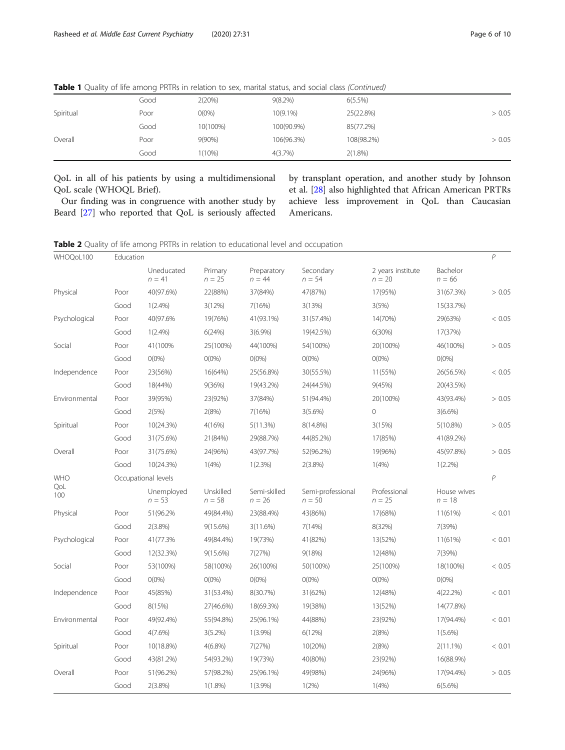**Table 1** Quality of life among PRTRs in relation to sex, marital status, and social class *(Continued)*

| | | | | | |
|---|---|---|---|---|---|
| | Good | 2(20%) | 9(8.2%) | 6(5.5%) | |
| Spiritual | Poor | 0(0%) | 10(9.1%) | 25(22.8%) | > 0.05 |
| | Good | 10(100%) | 100(90.9%) | 85(77.2%) | |
| Overall | Poor | 9(90%) | 106(96.3%) | 108(98.2%) | > 0.05 |
| | Good | 1(10%) | 4(3.7%) | 2(1.8%) | |

QoL in all of his patients by using a multidimensional QoL scale (WHOQL Brief).

Our finding was in congruence with another study by Beard [27] who reported that QoL is seriously affected by transplant operation, and another study by Johnson et al. [28] also highlighted that African American PRTRs achieve less improvement in QoL than Caucasian Americans.

**Table 2** Quality of life among PRTRs in relation to educational level and occupation

| WHOQoL100 | Education | | | | | | | P |
|---|---|---|---|---|---|---|---|---|
| | | Uneducated $n = 41$ | Primary $n = 25$ | Preparatory $n = 44$ | Secondary $n = 54$ | 2 years institute $n = 20$ | Bachelor $n = 66$ | |
| Physical | Poor | 40(97.6%) | 22(88%) | 37(84%) | 47(87%) | 17(95%) | 31(67.3%) | > 0.05 |
| | Good | 1(2.4%) | 3(12%) | 7(16%) | 3(13%) | 3(5%) | 15(33.7%) | |
| Psychological | Poor | 40(97.6% | 19(76%) | 41(93.1%) | 31(57.4%) | 14(70%) | 29(63%) | < 0.05 |
| | Good | 1(2.4%) | 6(24%) | 3(6.9%) | 19(42.5%) | 6(30%) | 17(37%) | |
| Social | Poor | 41(100% | 25(100%) | 44(100%) | 54(100%) | 20(100%) | 46(100%) | > 0.05 |
| | Good | 0(0%) | 0(0%) | 0(0%) | 0(0%) | 0(0%) | 0(0%) | |
| Independence | Poor | 23(56%) | 16(64%) | 25(56.8%) | 30(55.5%) | 11(55%) | 26(56.5%) | < 0.05 |
| | Good | 18(44%) | 9(36%) | 19(43.2%) | 24(44.5%) | 9(45%) | 20(43.5%) | |
| Environmental | Poor | 39(95%) | 23(92%) | 37(84%) | 51(94.4%) | 20(100%) | 43(93.4%) | > 0.05 |
| | Good | 2(5%) | 2(8%) | 7(16%) | 3(5.6%) | 0 | 3(6.6%) | |
| Spiritual | Poor | 10(24.3%) | 4(16%) | 5(11.3%) | 8(14.8%) | 3(15%) | 5(10.8%) | > 0.05 |
| | Good | 31(75.6%) | 21(84%) | 29(88.7%) | 44(85.2%) | 17(85%) | 41(89.2%) | |
| Overall | Poor | 31(75.6%) | 24(96%) | 43(97.7%) | 52(96.2%) | 19(96%) | 45(97.8%) | > 0.05 |
| | Good | 10(24.3%) | 1(4%) | 1(2.3%) | 2(3.8%) | 1(4%) | 1(2.2%) | |
| WHO QoL 100 | Occupational levels | | | | | | | P |
| | | Unemployed $n = 53$ | Unskilled $n = 58$ | Semi-skilled $n = 26$ | Semi-professional $n = 50$ | Professional $n = 25$ | House wives $n = 18$ | |
| Physical | Poor | 51(96.2% | 49(84.4%) | 23(88.4%) | 43(86%) | 17(68%) | 11(61%) | < 0.01 |
| | Good | 2(3.8%) | 9(15.6%) | 3(11.6%) | 7(14%) | 8(32%) | 7(39%) | |
| Psychological | Poor | 41(77.3% | 49(84.4%) | 19(73%) | 41(82%) | 13(52%) | 11(61%) | < 0.01 |
| | Good | 12(32.3%) | 9(15.6%) | 7(27%) | 9(18%) | 12(48%) | 7(39%) | |
| Social | Poor | 53(100%) | 58(100%) | 26(100%) | 50(100%) | 25(100%) | 18(100%) | < 0.05 |
| | Good | 0(0%) | 0(0%) | 0(0%) | 0(0%) | 0(0%) | 0(0%) | |
| Independence | Poor | 45(85%) | 31(53.4%) | 8(30.7%) | 31(62%) | 12(48%) | 4(22.2%) | < 0.01 |
| | Good | 8(15%) | 27(46.6%) | 18(69.3%) | 19(38%) | 13(52%) | 14(77.8%) | |
| Environmental | Poor | 49(92.4%) | 55(94.8%) | 25(96.1%) | 44(88%) | 23(92%) | 17(94.4%) | < 0.01 |
| | Good | 4(7.6%) | 3(5.2%) | 1(3.9%) | 6(12%) | 2(8%) | 1(5.6%) | |
| Spiritual | Poor | 10(18.8%) | 4(6.8%) | 7(27%) | 10(20%) | 2(8%) | 2(11.1%) | < 0.01 |
| | Good | 43(81.2%) | 54(93.2%) | 19(73%) | 40(80%) | 23(92%) | 16(88.9%) | |
| Overall | Poor | 51(96.2%) | 57(98.2%) | 25(96.1%) | 49(98%) | 24(96%) | 17(94.4%) | > 0.05 |
| | Good | 2(3.8%) | 1(1.8%) | 1(3.9%) | 1(2%) | 1(4%) | 6(5.6%) | |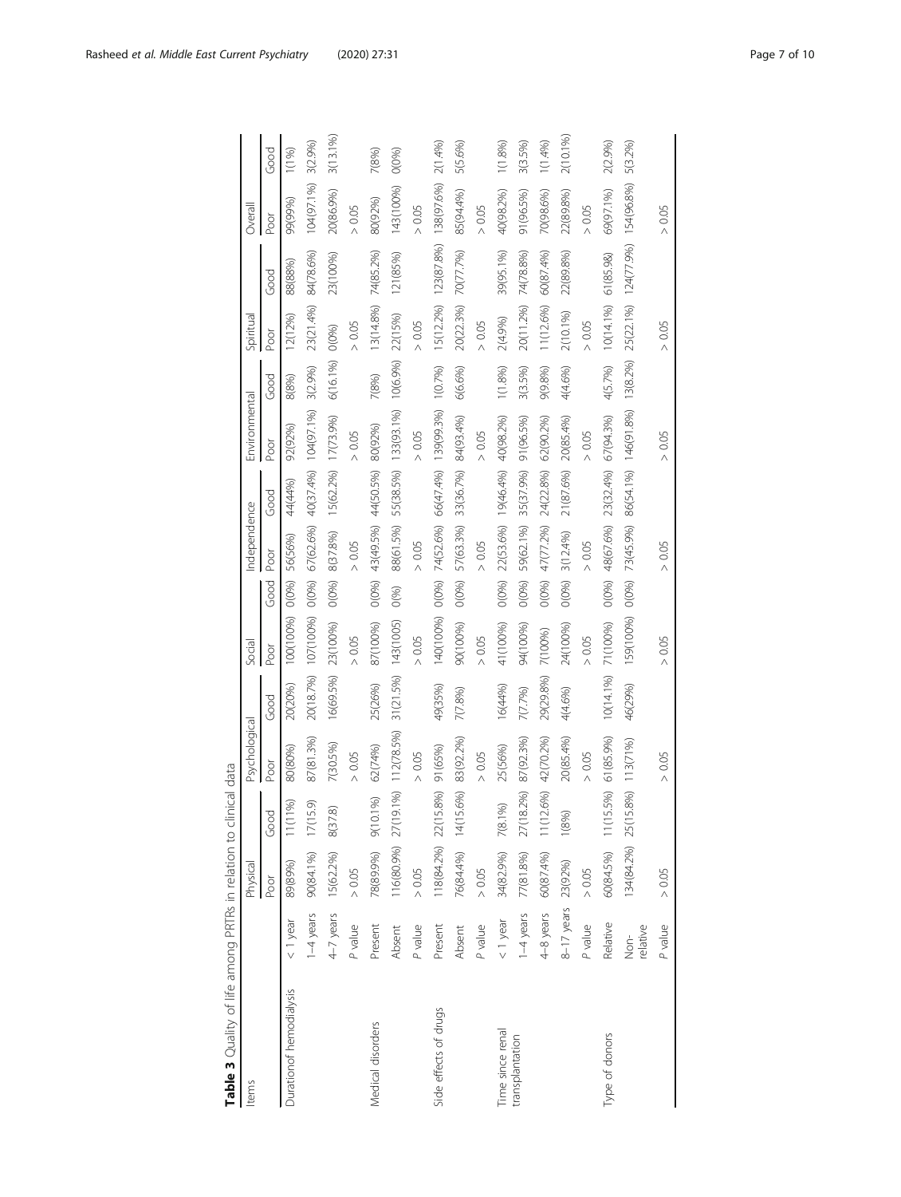**Table 3** Quality of life among PRTRs in relation to clinical data

| Items | | Physical | | Psychological | | Social | | Independence | | Environmental | | Spiritual | | Overall | |
|---|---|---|---|---|---|---|---|---|---|---|---|---|---|---|---|
| | | Poor | Good | Poor | Good | Poor | Good | Poor | Good | Poor | Good | Poor | Good | Poor | Good |
| Durationof hemodialysis | < 1 year | 89(89%) | 11(11%) | 80(80%) | 20(20%) | 100(100%) | 0(0%) | 56(56%) | 44(44%) | 92(92%) | 8(8%) | 12(12%) | 88(88%) | 99(99%) | 1(1%) |
| | 1–4 years | 90(84.1%) | 17(15.9) | 87(81.3%) | 20(18.7%) | 107(100%) | 0(0%) | 67(62.6%) | 40(37.4%) | 104(97.1%) | 3(2.9%) | 23(21.4%) | 84(78.6%) | 104(97.1%) | 3(2.9%) |
| | 4–7 years | 15(62.2%) | 8(37.8) | 7(30.5%) | 16(69.5%) | 23(100%) | 0(0%) | 8(37.8%) | 15(62.2%) | 17(73.9%) | 6(16.1%) | 0(0%) | 23(100%) | 20(86.9%) | 3(13.1%) |
| | *P* value | > 0.05 | | > 0.05 | | > 0.05 | | > 0.05 | | > 0.05 | | > 0.05 | | > 0.05 | |
| Medical disorders | Present | 78(89.9%) | 9(10.1%) | 62(74%) | 25(26%) | 87(100%) | 0(0%) | 43(49.5%) | 44(50.5%) | 80(92%) | 7(8%) | 13(14.8%) | 74(85.2%) | 80(92%) | 7(8%) |
| | Absent | 116(80.9%) | 27(19.1%) | 112(78.5%) | 31(21.5%) | 143(1005) | 0(%) | 88(61.5%) | 55(38.5%) | 133(93.1%) | 10(6.9%) | 22(15%) | 121(85%) | 143(100%) | 0(0%) |
| | *P* value | > 0.05 | | > 0.05 | | > 0.05 | | > 0.05 | | > 0.05 | | > 0.05 | | > 0.05 | |
| Side effects of drugs | Present | 118(84.2%) | 22(15.8%) | 91(65%) | 49(35%) | 140(100%) | 0(0%) | 74(52.6%) | 66(47.4%) | 139(99.3%) | 1(0.7%) | 15(12.2%) | 123(87.8%) | 138(97.6%) | 2(1.4%) |
| | Absent | 76(84.4%) | 14(15.6%) | 83(92.2%) | 7(7.8%) | 90(100%) | 0(0%) | 57(63.3%) | 33(36.7%) | 84(93.4%) | 6(6.6%) | 20(22.3%) | 70(77.7%) | 85(94.4%) | 5(5.6%) |
| | *P* value | > 0.05 | | > 0.05 | | > 0.05 | | > 0.05 | | > 0.05 | | > 0.05 | | > 0.05 | |
| Time since renal transplantation | < 1 year | 34(82.9%) | 7(8.1%) | 25(56%) | 16(44%) | 41(100%) | 0(0%) | 22(53.6%) | 19(46.4%) | 40(98.2%) | 1(1.8%) | 2(4.9%) | 39(95.1%) | 40(98.2%) | 1(1.8%) |
| | 1–4 years | 77(81.8%) | 27(18.2%) | 87(92.3%) | 7(7.7%) | 94(100%) | 0(0%) | 59(62.1%) | 35(37.9%) | 91(96.5%) | 3(3.5%) | 20(11.2%) | 74(78.8%) | 91(96.5%) | 3(3.5%) |
| | 4–8 years | 60(87.4%) | 11(12.6%) | 42(70.2%) | 29(29.8%) | 7(100%) | 0(0%) | 47(77.2%) | 24(22.8%) | 62(90.2%) | 9(9.8%) | 11(12.6%) | 60(87.4%) | 70(98.6%) | 1(1.4%) |
| | 8–17 years | 23(92%) | 1(8%) | 20(85.4%) | 4(4.6%) | 24(100%) | 0(0%) | 3(12.4%) | 21(87.6%) | 20(85.4%) | 4(4.6%) | 2(10.1%) | 22(89.8%) | 22(89.8%) | 2(10.1%) |
| | *P* value | > 0.05 | | > 0.05 | | > 0.05 | | > 0.05 | | > 0.05 | | > 0.05 | | > 0.05 | |
| Type of donors | Relative | 60(84.5%) | 11(15.5%) | 61(85.9%) | 10(14.1%) | 71(100%) | 0(0%) | 48(67.6%) | 23(32.4%) | 67(94.3%) | 4(5.7%) | 10(14.1%) | 61(85.98) | 69(97.1%) | 2(2.9%) |
| | Non-relative | 134(84.2%) | 25(15.8%) | 113(71%) | 46(29%) | 159(100%) | 0(0%) | 73(45.9%) | 86(54.1%) | 146(91.8%) | 13(8.2%) | 25(22.1%) | 124(77.9%) | 154(96.8%) | 5(3.2%) |
| | *P* value | > 0.05 | | > 0.05 | | > 0.05 | | > 0.05 | | > 0.05 | | > 0.05 | | > 0.05 | |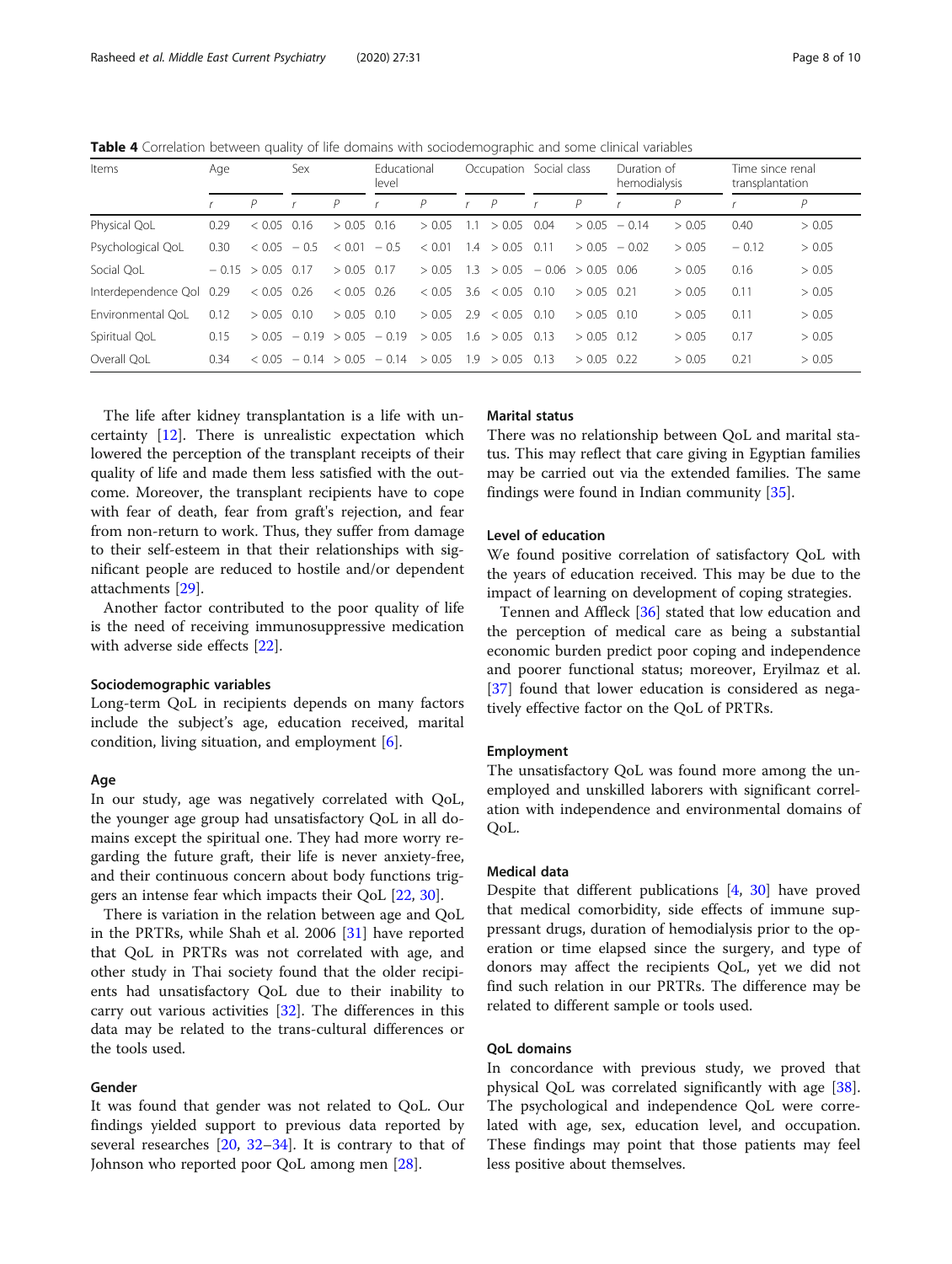**Table 4** Correlation between quality of life domains with sociodemographic and some clinical variables

| Items | Age | | Sex | | Educational level | | Occupation | | Social class | | Duration of hemodialysis | | Time since renal transplantation | |
|---|---|---|---|---|---|---|---|---|---|---|---|---|---|---|
| | r | P | r | P | r | P | r | P | r | P | r | P | r | P |
| Physical QoL | 0.29 | < 0.05 | 0.16 | > 0.05 | 0.16 | > 0.05 | 1.1 | > 0.05 | 0.04 | > 0.05 | − 0.14 | > 0.05 | 0.40 | > 0.05 |
| Psychological QoL | 0.30 | < 0.05 | − 0.5 | < 0.01 | − 0.5 | < 0.01 | 1.4 | > 0.05 | 0.11 | > 0.05 | − 0.02 | > 0.05 | − 0.12 | > 0.05 |
| Social QoL | − 0.15 | > 0.05 | 0.17 | > 0.05 | 0.17 | > 0.05 | 1.3 | > 0.05 | − 0.06 | > 0.05 | 0.06 | > 0.05 | 0.16 | > 0.05 |
| Interdependence Qol | 0.29 | < 0.05 | 0.26 | < 0.05 | 0.26 | < 0.05 | 3.6 | < 0.05 | 0.10 | > 0.05 | 0.21 | > 0.05 | 0.11 | > 0.05 |
| Environmental QoL | 0.12 | > 0.05 | 0.10 | > 0.05 | 0.10 | > 0.05 | 2.9 | < 0.05 | 0.10 | > 0.05 | 0.10 | > 0.05 | 0.11 | > 0.05 |
| Spiritual QoL | 0.15 | > 0.05 | − 0.19 | > 0.05 | − 0.19 | > 0.05 | 1.6 | > 0.05 | 0.13 | > 0.05 | 0.12 | > 0.05 | 0.17 | > 0.05 |
| Overall QoL | 0.34 | < 0.05 | − 0.14 | > 0.05 | − 0.14 | > 0.05 | 1.9 | > 0.05 | 0.13 | > 0.05 | 0.22 | > 0.05 | 0.21 | > 0.05 |

The life after kidney transplantation is a life with uncertainty [12]. There is unrealistic expectation which lowered the perception of the transplant receipts of their quality of life and made them less satisfied with the outcome. Moreover, the transplant recipients have to cope with fear of death, fear from graft's rejection, and fear from non-return to work. Thus, they suffer from damage to their self-esteem in that their relationships with significant people are reduced to hostile and/or dependent attachments [29].

Another factor contributed to the poor quality of life is the need of receiving immunosuppressive medication with adverse side effects [22].

### Sociodemographic variables

Long-term QoL in recipients depends on many factors include the subject's age, education received, marital condition, living situation, and employment [6].

#### Age

In our study, age was negatively correlated with QoL, the younger age group had unsatisfactory QoL in all domains except the spiritual one. They had more worry regarding the future graft, their life is never anxiety-free, and their continuous concern about body functions triggers an intense fear which impacts their QoL [22, 30].

There is variation in the relation between age and QoL in the PRTRs, while Shah et al. 2006 [31] have reported that QoL in PRTRs was not correlated with age, and other study in Thai society found that the older recipients had unsatisfactory QoL due to their inability to carry out various activities [32]. The differences in this data may be related to the trans-cultural differences or the tools used.

#### Gender

It was found that gender was not related to QoL. Our findings yielded support to previous data reported by several researches [20, 32–34]. It is contrary to that of Johnson who reported poor QoL among men [28].

#### Marital status

There was no relationship between QoL and marital status. This may reflect that care giving in Egyptian families may be carried out via the extended families. The same findings were found in Indian community [35].

#### Level of education

We found positive correlation of satisfactory QoL with the years of education received. This may be due to the impact of learning on development of coping strategies.

Tennen and Affleck [36] stated that low education and the perception of medical care as being a substantial economic burden predict poor coping and independence and poorer functional status; moreover, Eryilmaz et al. [37] found that lower education is considered as negatively effective factor on the QoL of PRTRs.

#### Employment

The unsatisfactory QoL was found more among the unemployed and unskilled laborers with significant correlation with independence and environmental domains of QoL.

#### Medical data

Despite that different publications [4, 30] have proved that medical comorbidity, side effects of immune suppressant drugs, duration of hemodialysis prior to the operation or time elapsed since the surgery, and type of donors may affect the recipients QoL, yet we did not find such relation in our PRTRs. The difference may be related to different sample or tools used.

#### QoL domains

In concordance with previous study, we proved that physical QoL was correlated significantly with age [38]. The psychological and independence QoL were correlated with age, sex, education level, and occupation. These findings may point that those patients may feel less positive about themselves.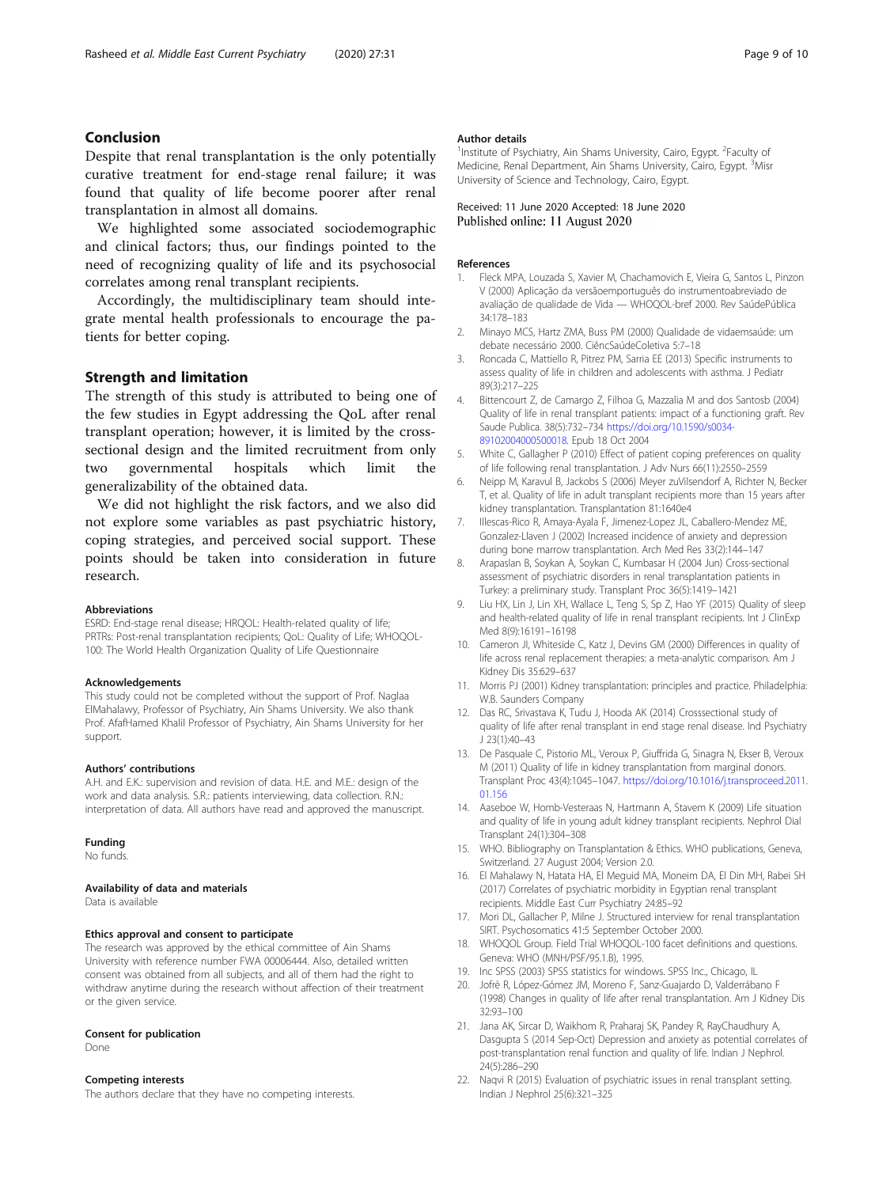## Conclusion

Despite that renal transplantation is the only potentially curative treatment for end-stage renal failure; it was found that quality of life become poorer after renal transplantation in almost all domains.

We highlighted some associated sociodemographic and clinical factors; thus, our findings pointed to the need of recognizing quality of life and its psychosocial correlates among renal transplant recipients.

Accordingly, the multidisciplinary team should integrate mental health professionals to encourage the patients for better coping.

## Strength and limitation

The strength of this study is attributed to being one of the few studies in Egypt addressing the QoL after renal transplant operation; however, it is limited by the cross-sectional design and the limited recruitment from only two governmental hospitals which limit the generalizability of the obtained data.

We did not highlight the risk factors, and we also did not explore some variables as past psychiatric history, coping strategies, and perceived social support. These points should be taken into consideration in future research.

#### Abbreviations

ESRD: End-stage renal disease; HRQOL: Health-related quality of life; PRTRs: Post-renal transplantation recipients; QoL: Quality of Life; WHOQOL-100: The World Health Organization Quality of Life Questionnaire

#### Acknowledgements

This study could not be completed without the support of Prof. Naglaa ElMahalawy, Professor of Psychiatry, Ain Shams University. We also thank Prof. AfafHamed Khalil Professor of Psychiatry, Ain Shams University for her support.

#### Authors' contributions

A.H. and E.K.: supervision and revision of data. H.E. and M.E.: design of the work and data analysis. S.R.: patients interviewing, data collection. R.N.: interpretation of data. All authors have read and approved the manuscript.

#### Funding

No funds.

#### Availability of data and materials

Data is available

#### Ethics approval and consent to participate

The research was approved by the ethical committee of Ain Shams University with reference number FWA 00006444. Also, detailed written consent was obtained from all subjects, and all of them had the right to withdraw anytime during the research without affection of their treatment or the given service.

#### Consent for publication

Done

#### Competing interests

The authors declare that they have no competing interests.

#### Author details

[1]Institute of Psychiatry, Ain Shams University, Cairo, Egypt. [2]Faculty of Medicine, Renal Department, Ain Shams University, Cairo, Egypt. [3]Misr University of Science and Technology, Cairo, Egypt.

Received: 11 June 2020 Accepted: 18 June 2020
Published online: 11 August 2020

#### References

1. Fleck MPA, Louzada S, Xavier M, Chachamovich E, Vieira G, Santos L, Pinzon V (2000) Aplicação da versãoemportuguês do instrumentoabreviado de avaliação de qualidade de Vida — WHOQOL-bref 2000. Rev SaúdePública 34:178–183
2. Minayo MCS, Hartz ZMA, Buss PM (2000) Qualidade de vidaemsaúde: um debate necessário 2000. CiêncSaúdeColetiva 5:7–18
3. Roncada C, Mattiello R, Pitrez PM, Sarria EE (2013) Specific instruments to assess quality of life in children and adolescents with asthma. J Pediatr 89(3):217–225
4. Bittencourt Z, de Camargo Z, Filhoa G, Mazzalia M and dos Santosb (2004) Quality of life in renal transplant patients: impact of a functioning graft. Rev Saude Publica. 38(5):732–734 https://doi.org/10.1590/s0034-89102004000500018. Epub 18 Oct 2004
5. White C, Gallagher P (2010) Effect of patient coping preferences on quality of life following renal transplantation. J Adv Nurs 66(11):2550–2559
6. Neipp M, Karavul B, Jackobs S (2006) Meyer zuVilsendorf A, Richter N, Becker T, et al. Quality of life in adult transplant recipients more than 15 years after kidney transplantation. Transplantation 81:1640e4
7. Illescas-Rico R, Amaya-Ayala F, Jimenez-Lopez JL, Caballero-Mendez ME, Gonzalez-Llaven J (2002) Increased incidence of anxiety and depression during bone marrow transplantation. Arch Med Res 33(2):144–147
8. Arapaslan B, Soykan A, Soykan C, Kumbasar H (2004 Jun) Cross-sectional assessment of psychiatric disorders in renal transplantation patients in Turkey: a preliminary study. Transplant Proc 36(5):1419–1421
9. Liu HX, Lin J, Lin XH, Wallace L, Teng S, Sp Z, Hao YF (2015) Quality of sleep and health-related quality of life in renal transplant recipients. Int J ClinExp Med 8(9):16191–16198
10. Cameron JI, Whiteside C, Katz J, Devins GM (2000) Differences in quality of life across renal replacement therapies: a meta-analytic comparison. Am J Kidney Dis 35:629–637
11. Morris PJ (2001) Kidney transplantation: principles and practice. Philadelphia: W.B. Saunders Company
12. Das RC, Srivastava K, Tudu J, Hooda AK (2014) Crosssectional study of quality of life after renal transplant in end stage renal disease. Ind Psychiatry J 23(1):40–43
13. De Pasquale C, Pistorio ML, Veroux P, Giuffrida G, Sinagra N, Ekser B, Veroux M (2011) Quality of life in kidney transplantation from marginal donors. Transplant Proc 43(4):1045–1047. https://doi.org/10.1016/j.transproceed.2011.01.156
14. Aaseboe W, Homb-Vesteraas N, Hartmann A, Stavem K (2009) Life situation and quality of life in young adult kidney transplant recipients. Nephrol Dial Transplant 24(1):304–308
15. WHO. Bibliography on Transplantation & Ethics. WHO publications, Geneva, Switzerland. 27 August 2004; Version 2.0.
16. El Mahalawy N, Hatata HA, El Meguid MA, Moneim DA, El Din MH, Rabei SH (2017) Correlates of psychiatric morbidity in Egyptian renal transplant recipients. Middle East Curr Psychiatry 24:85–92
17. Mori DL, Gallacher P, Milne J. Structured interview for renal transplantation SIRT. Psychosomatics 41:5 September October 2000.
18. WHOQOL Group. Field Trial WHOQOL-100 facet definitions and questions. Geneva: WHO (MNH/PSF/95.1.B), 1995.
19. Inc SPSS (2003) SPSS statistics for windows. SPSS Inc., Chicago, IL
20. Jofrè R, López-Gómez JM, Moreno F, Sanz-Guajardo D, Valderrábano F (1998) Changes in quality of life after renal transplantation. Am J Kidney Dis 32:93–100
21. Jana AK, Sircar D, Waikhom R, Praharaj SK, Pandey R, RayChaudhury A, Dasgupta S (2014 Sep-Oct) Depression and anxiety as potential correlates of post-transplantation renal function and quality of life. Indian J Nephrol. 24(5):286–290
22. Naqvi R (2015) Evaluation of psychiatric issues in renal transplant setting. Indian J Nephrol 25(6):321–325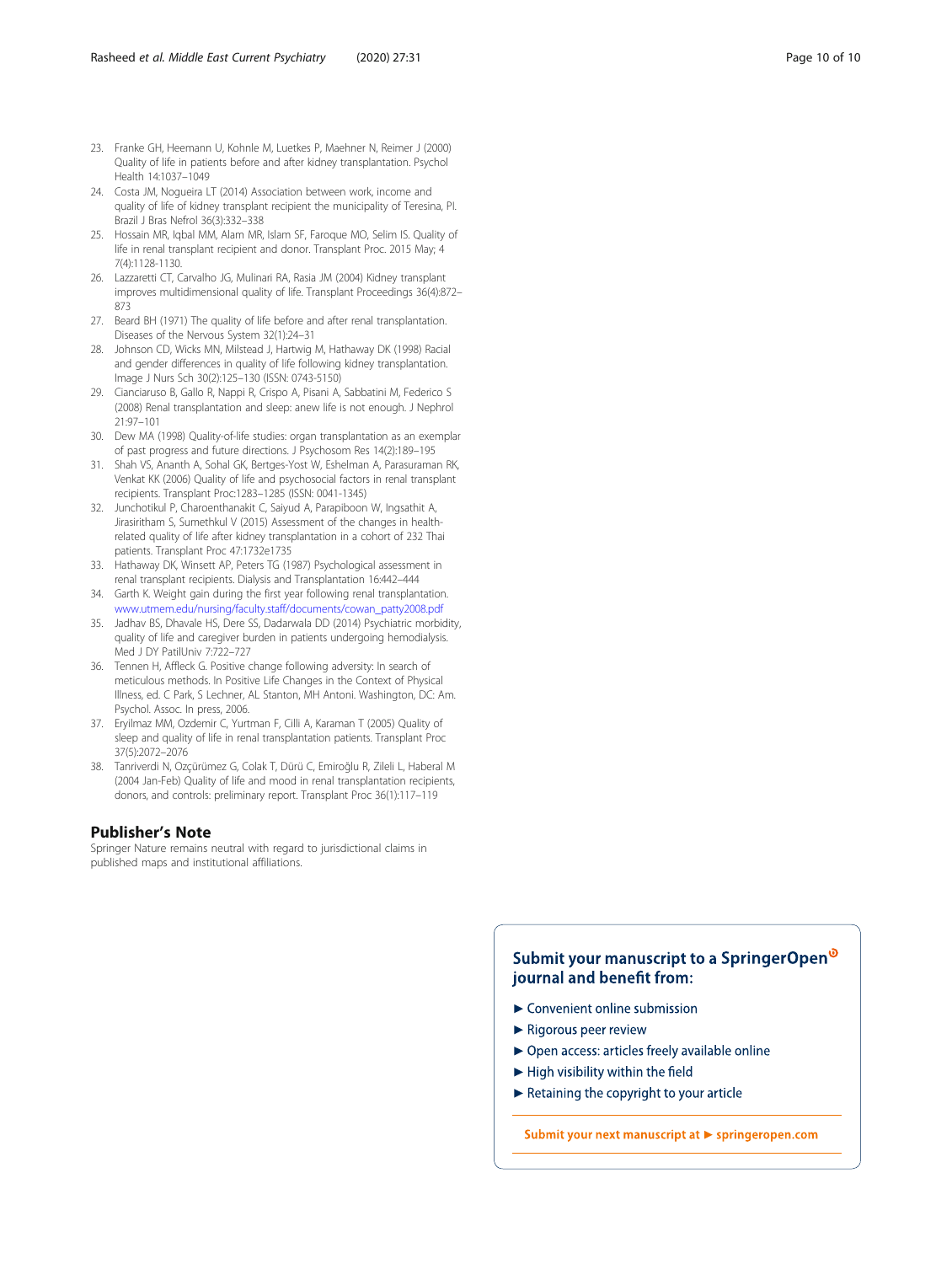23. Franke GH, Heemann U, Kohnle M, Luetkes P, Maehner N, Reimer J (2000) Quality of life in patients before and after kidney transplantation. Psychol Health 14:1037–1049
24. Costa JM, Nogueira LT (2014) Association between work, income and quality of life of kidney transplant recipient the municipality of Teresina, PI. Brazil J Bras Nefrol 36(3):332–338
25. Hossain MR, Iqbal MM, Alam MR, Islam SF, Faroque MO, Selim IS. Quality of life in renal transplant recipient and donor. Transplant Proc. 2015 May; 4 7(4):1128-1130.
26. Lazzaretti CT, Carvalho JG, Mulinari RA, Rasia JM (2004) Kidney transplant improves multidimensional quality of life. Transplant Proceedings 36(4):872–873
27. Beard BH (1971) The quality of life before and after renal transplantation. Diseases of the Nervous System 32(1):24–31
28. Johnson CD, Wicks MN, Milstead J, Hartwig M, Hathaway DK (1998) Racial and gender differences in quality of life following kidney transplantation. Image J Nurs Sch 30(2):125–130 (ISSN: 0743-5150)
29. Cianciaruso B, Gallo R, Nappi R, Crispo A, Pisani A, Sabbatini M, Federico S (2008) Renal transplantation and sleep: anew life is not enough. J Nephrol 21:97–101
30. Dew MA (1998) Quality-of-life studies: organ transplantation as an exemplar of past progress and future directions. J Psychosom Res 14(2):189–195
31. Shah VS, Ananth A, Sohal GK, Bertges-Yost W, Eshelman A, Parasuraman RK, Venkat KK (2006) Quality of life and psychosocial factors in renal transplant recipients. Transplant Proc:1283–1285 (ISSN: 0041-1345)
32. Junchotikul P, Charoenthanakit C, Saiyud A, Parapiboon W, Ingsathit A, Jirasiritham S, Sumethkul V (2015) Assessment of the changes in health-related quality of life after kidney transplantation in a cohort of 232 Thai patients. Transplant Proc 47:1732e1735
33. Hathaway DK, Winsett AP, Peters TG (1987) Psychological assessment in renal transplant recipients. Dialysis and Transplantation 16:442–444
34. Garth K. Weight gain during the first year following renal transplantation. www.utmem.edu/nursing/faculty.staff/documents/cowan_patty2008.pdf
35. Jadhav BS, Dhavale HS, Dere SS, Dadarwala DD (2014) Psychiatric morbidity, quality of life and caregiver burden in patients undergoing hemodialysis. Med J DY PatilUniv 7:722–727
36. Tennen H, Affleck G. Positive change following adversity: In search of meticulous methods. In Positive Life Changes in the Context of Physical Illness, ed. C Park, S Lechner, AL Stanton, MH Antoni. Washington, DC: Am. Psychol. Assoc. In press, 2006.
37. Eryilmaz MM, Ozdemir C, Yurtman F, Cilli A, Karaman T (2005) Quality of sleep and quality of life in renal transplantation patients. Transplant Proc 37(5):2072–2076
38. Tanriverdi N, Ozçürümez G, Colak T, Dürü C, Emiroğlu R, Zileli L, Haberal M (2004 Jan-Feb) Quality of life and mood in renal transplantation recipients, donors, and controls: preliminary report. Transplant Proc 36(1):117–119

## Publisher's Note

Springer Nature remains neutral with regard to jurisdictional claims in published maps and institutional affiliations.

**Submit your manuscript to a SpringerOpen journal and benefit from:**

- ► Convenient online submission
- ► Rigorous peer review
- ► Open access: articles freely available online
- ► High visibility within the field
- ► Retaining the copyright to your article

**Submit your next manuscript at ► springeropen.com**